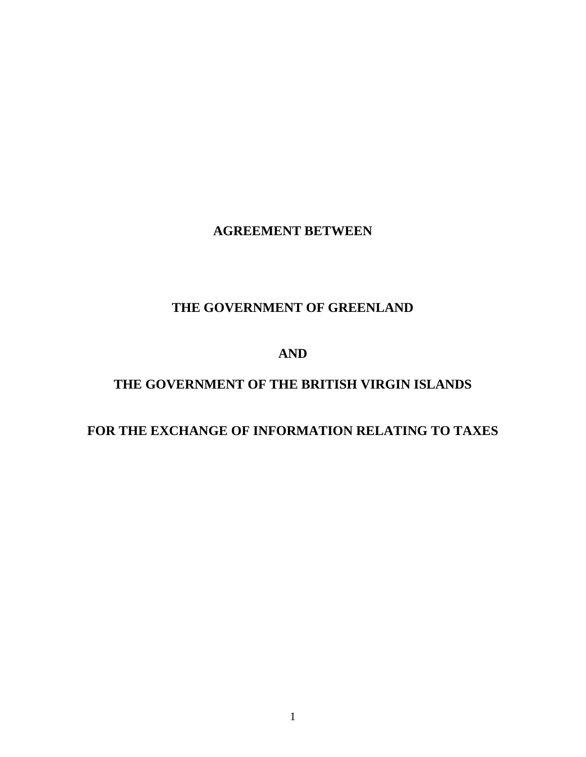# AGREEMENT BETWEEN

# THE GOVERNMENT OF GREENLAND

# AND

# THE GOVERNMENT OF THE BRITISH VIRGIN ISLANDS

# FOR THE EXCHANGE OF INFORMATION RELATING TO TAXES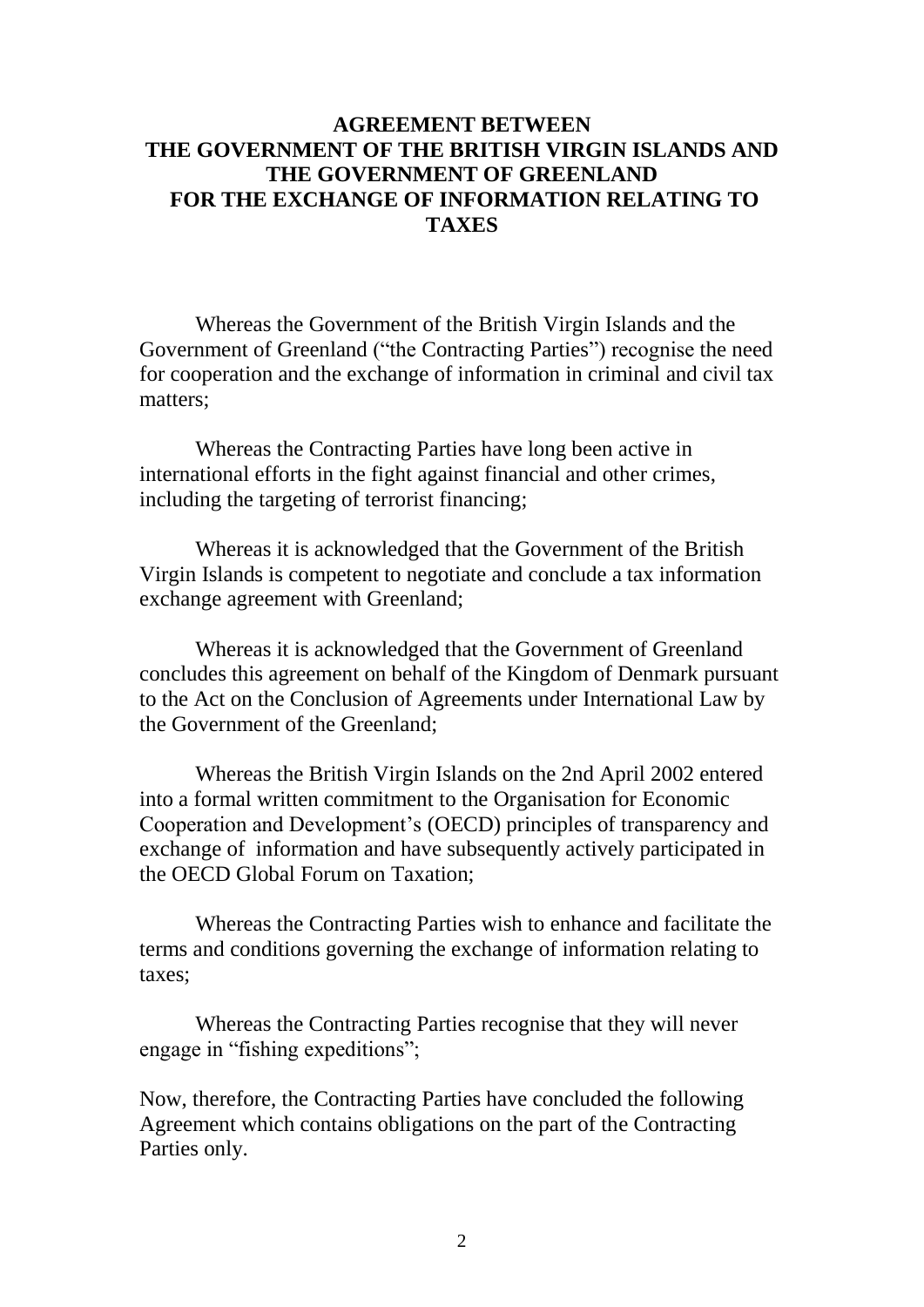# AGREEMENT BETWEEN THE GOVERNMENT OF THE BRITISH VIRGIN ISLANDS AND THE GOVERNMENT OF GREENLAND FOR THE EXCHANGE OF INFORMATION RELATING TO TAXES

Whereas the Government of the British Virgin Islands and the Government of Greenland ("the Contracting Parties") recognise the need for cooperation and the exchange of information in criminal and civil tax matters;

Whereas the Contracting Parties have long been active in international efforts in the fight against financial and other crimes, including the targeting of terrorist financing;

Whereas it is acknowledged that the Government of the British Virgin Islands is competent to negotiate and conclude a tax information exchange agreement with Greenland;

Whereas it is acknowledged that the Government of Greenland concludes this agreement on behalf of the Kingdom of Denmark pursuant to the Act on the Conclusion of Agreements under International Law by the Government of the Greenland;

Whereas the British Virgin Islands on the 2nd April 2002 entered into a formal written commitment to the Organisation for Economic Cooperation and Development's (OECD) principles of transparency and exchange of information and have subsequently actively participated in the OECD Global Forum on Taxation;

Whereas the Contracting Parties wish to enhance and facilitate the terms and conditions governing the exchange of information relating to taxes;

Whereas the Contracting Parties recognise that they will never engage in "fishing expeditions";

Now, therefore, the Contracting Parties have concluded the following Agreement which contains obligations on the part of the Contracting Parties only.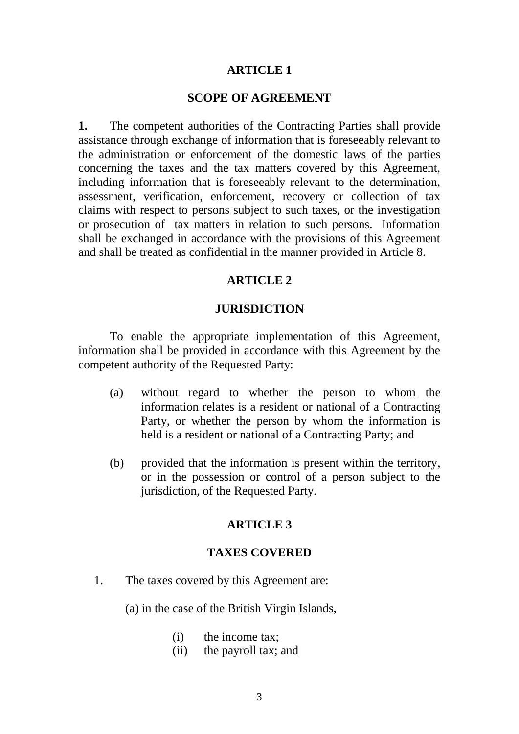## ARTICLE 1

## SCOPE OF AGREEMENT

**1.** The competent authorities of the Contracting Parties shall provide assistance through exchange of information that is foreseeably relevant to the administration or enforcement of the domestic laws of the parties concerning the taxes and the tax matters covered by this Agreement, including information that is foreseeably relevant to the determination, assessment, verification, enforcement, recovery or collection of tax claims with respect to persons subject to such taxes, or the investigation or prosecution of tax matters in relation to such persons. Information shall be exchanged in accordance with the provisions of this Agreement and shall be treated as confidential in the manner provided in Article 8.

## ARTICLE 2

## JURISDICTION

To enable the appropriate implementation of this Agreement, information shall be provided in accordance with this Agreement by the competent authority of the Requested Party:

(a) without regard to whether the person to whom the information relates is a resident or national of a Contracting Party, or whether the person by whom the information is held is a resident or national of a Contracting Party; and

(b) provided that the information is present within the territory, or in the possession or control of a person subject to the jurisdiction, of the Requested Party.

## ARTICLE 3

## TAXES COVERED

1. The taxes covered by this Agreement are:

   (a) in the case of the British Virgin Islands,

      (i) the income tax;
      (ii) the payroll tax; and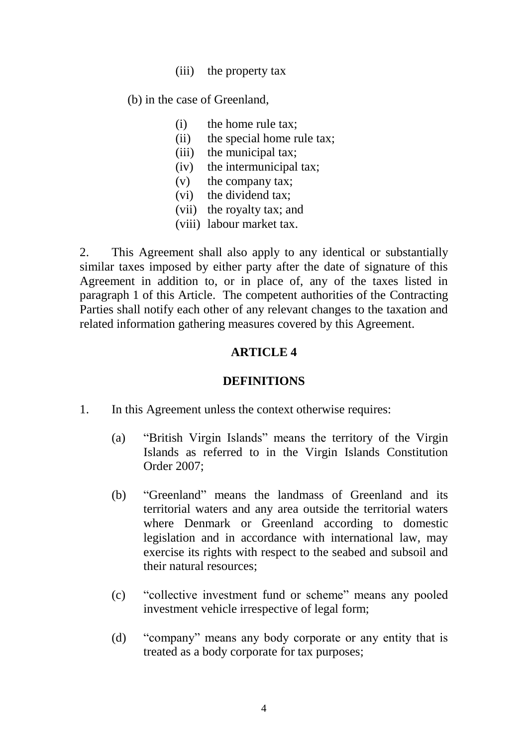(iii) the property tax

(b) in the case of Greenland,

(i) the home rule tax;
(ii) the special home rule tax;
(iii) the municipal tax;
(iv) the intermunicipal tax;
(v) the company tax;
(vi) the dividend tax;
(vii) the royalty tax; and
(viii) labour market tax.

2. This Agreement shall also apply to any identical or substantially similar taxes imposed by either party after the date of signature of this Agreement in addition to, or in place of, any of the taxes listed in paragraph 1 of this Article. The competent authorities of the Contracting Parties shall notify each other of any relevant changes to the taxation and related information gathering measures covered by this Agreement.

## ARTICLE 4

## DEFINITIONS

1. In this Agreement unless the context otherwise requires:

(a) "British Virgin Islands" means the territory of the Virgin Islands as referred to in the Virgin Islands Constitution Order 2007;

(b) "Greenland" means the landmass of Greenland and its territorial waters and any area outside the territorial waters where Denmark or Greenland according to domestic legislation and in accordance with international law, may exercise its rights with respect to the seabed and subsoil and their natural resources;

(c) "collective investment fund or scheme" means any pooled investment vehicle irrespective of legal form;

(d) "company" means any body corporate or any entity that is treated as a body corporate for tax purposes;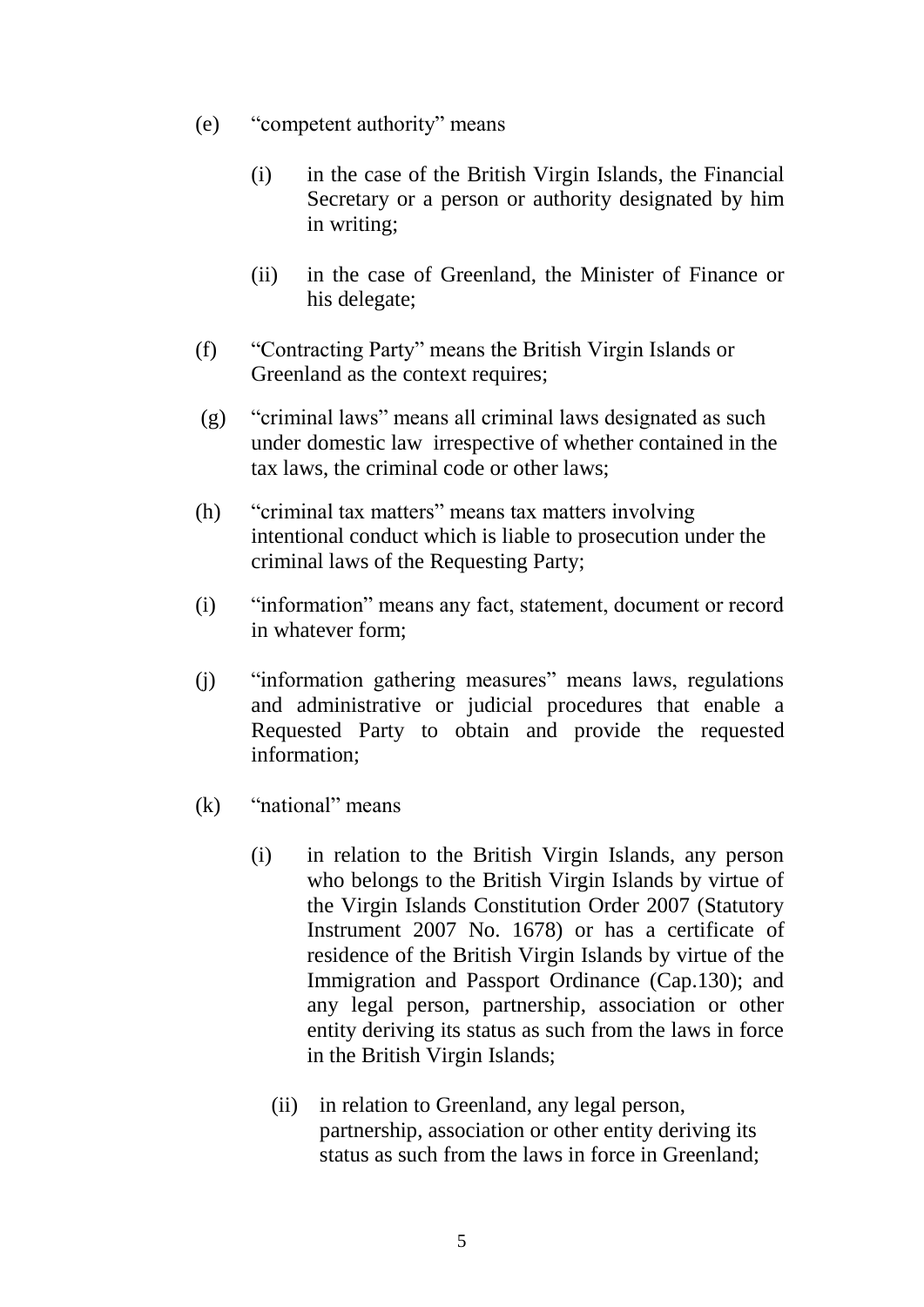(e) “competent authority” means

  (i) in the case of the British Virgin Islands, the Financial Secretary or a person or authority designated by him in writing;

  (ii) in the case of Greenland, the Minister of Finance or his delegate;

(f) “Contracting Party” means the British Virgin Islands or Greenland as the context requires;

(g) “criminal laws” means all criminal laws designated as such under domestic law irrespective of whether contained in the tax laws, the criminal code or other laws;

(h) “criminal tax matters” means tax matters involving intentional conduct which is liable to prosecution under the criminal laws of the Requesting Party;

(i) “information” means any fact, statement, document or record in whatever form;

(j) “information gathering measures” means laws, regulations and administrative or judicial procedures that enable a Requested Party to obtain and provide the requested information;

(k) “national” means

  (i) in relation to the British Virgin Islands, any person who belongs to the British Virgin Islands by virtue of the Virgin Islands Constitution Order 2007 (Statutory Instrument 2007 No. 1678) or has a certificate of residence of the British Virgin Islands by virtue of the Immigration and Passport Ordinance (Cap.130); and any legal person, partnership, association or other entity deriving its status as such from the laws in force in the British Virgin Islands;

  (ii) in relation to Greenland, any legal person, partnership, association or other entity deriving its status as such from the laws in force in Greenland;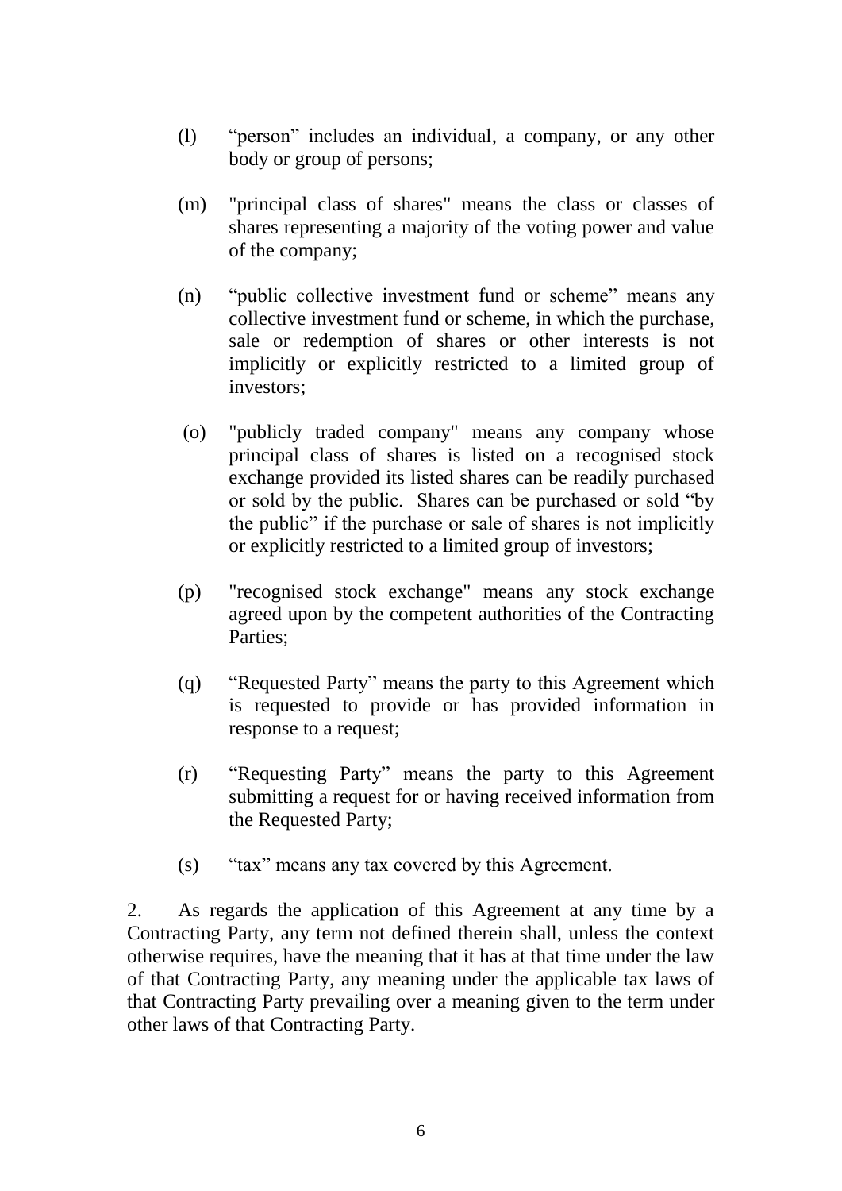(l) "person" includes an individual, a company, or any other body or group of persons;

(m) "principal class of shares" means the class or classes of shares representing a majority of the voting power and value of the company;

(n) "public collective investment fund or scheme" means any collective investment fund or scheme, in which the purchase, sale or redemption of shares or other interests is not implicitly or explicitly restricted to a limited group of investors;

(o) "publicly traded company" means any company whose principal class of shares is listed on a recognised stock exchange provided its listed shares can be readily purchased or sold by the public. Shares can be purchased or sold "by the public" if the purchase or sale of shares is not implicitly or explicitly restricted to a limited group of investors;

(p) "recognised stock exchange" means any stock exchange agreed upon by the competent authorities of the Contracting Parties;

(q) "Requested Party" means the party to this Agreement which is requested to provide or has provided information in response to a request;

(r) "Requesting Party" means the party to this Agreement submitting a request for or having received information from the Requested Party;

(s) "tax" means any tax covered by this Agreement.

2. As regards the application of this Agreement at any time by a Contracting Party, any term not defined therein shall, unless the context otherwise requires, have the meaning that it has at that time under the law of that Contracting Party, any meaning under the applicable tax laws of that Contracting Party prevailing over a meaning given to the term under other laws of that Contracting Party.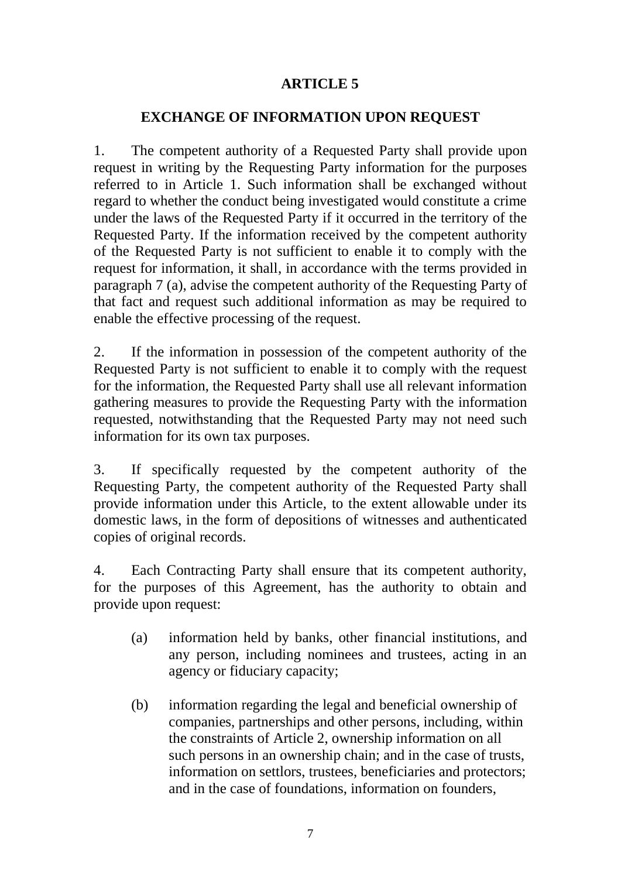## ARTICLE 5

### EXCHANGE OF INFORMATION UPON REQUEST

1. The competent authority of a Requested Party shall provide upon request in writing by the Requesting Party information for the purposes referred to in Article 1. Such information shall be exchanged without regard to whether the conduct being investigated would constitute a crime under the laws of the Requested Party if it occurred in the territory of the Requested Party. If the information received by the competent authority of the Requested Party is not sufficient to enable it to comply with the request for information, it shall, in accordance with the terms provided in paragraph 7 (a), advise the competent authority of the Requesting Party of that fact and request such additional information as may be required to enable the effective processing of the request.

2. If the information in possession of the competent authority of the Requested Party is not sufficient to enable it to comply with the request for the information, the Requested Party shall use all relevant information gathering measures to provide the Requesting Party with the information requested, notwithstanding that the Requested Party may not need such information for its own tax purposes.

3. If specifically requested by the competent authority of the Requesting Party, the competent authority of the Requested Party shall provide information under this Article, to the extent allowable under its domestic laws, in the form of depositions of witnesses and authenticated copies of original records.

4. Each Contracting Party shall ensure that its competent authority, for the purposes of this Agreement, has the authority to obtain and provide upon request:

   (a) information held by banks, other financial institutions, and any person, including nominees and trustees, acting in an agency or fiduciary capacity;

   (b) information regarding the legal and beneficial ownership of companies, partnerships and other persons, including, within the constraints of Article 2, ownership information on all such persons in an ownership chain; and in the case of trusts, information on settlors, trustees, beneficiaries and protectors; and in the case of foundations, information on founders,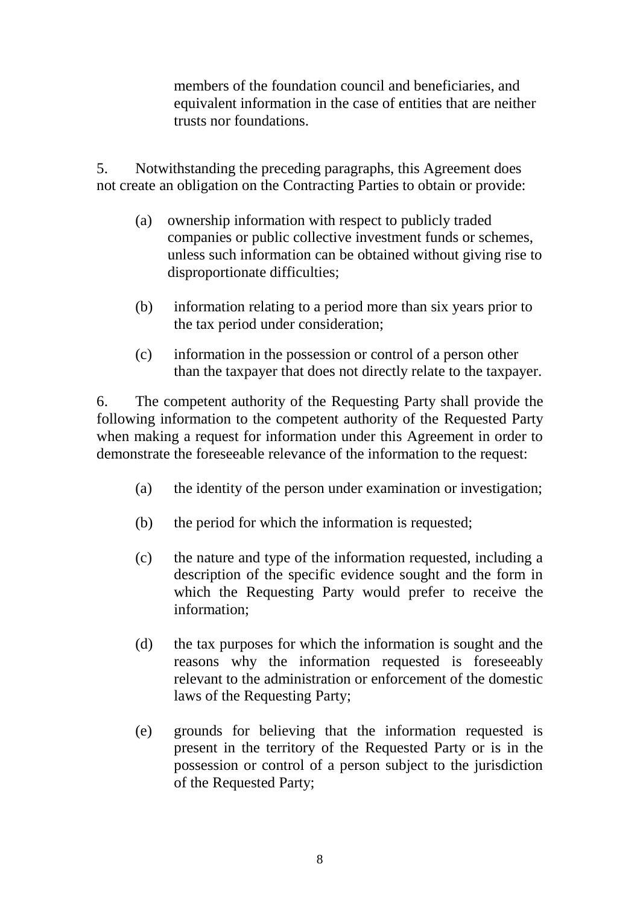members of the foundation council and beneficiaries, and equivalent information in the case of entities that are neither trusts nor foundations.

5. Notwithstanding the preceding paragraphs, this Agreement does not create an obligation on the Contracting Parties to obtain or provide:

(a) ownership information with respect to publicly traded companies or public collective investment funds or schemes, unless such information can be obtained without giving rise to disproportionate difficulties;

(b) information relating to a period more than six years prior to the tax period under consideration;

(c) information in the possession or control of a person other than the taxpayer that does not directly relate to the taxpayer.

6. The competent authority of the Requesting Party shall provide the following information to the competent authority of the Requested Party when making a request for information under this Agreement in order to demonstrate the foreseeable relevance of the information to the request:

(a) the identity of the person under examination or investigation;

(b) the period for which the information is requested;

(c) the nature and type of the information requested, including a description of the specific evidence sought and the form in which the Requesting Party would prefer to receive the information;

(d) the tax purposes for which the information is sought and the reasons why the information requested is foreseeably relevant to the administration or enforcement of the domestic laws of the Requesting Party;

(e) grounds for believing that the information requested is present in the territory of the Requested Party or is in the possession or control of a person subject to the jurisdiction of the Requested Party;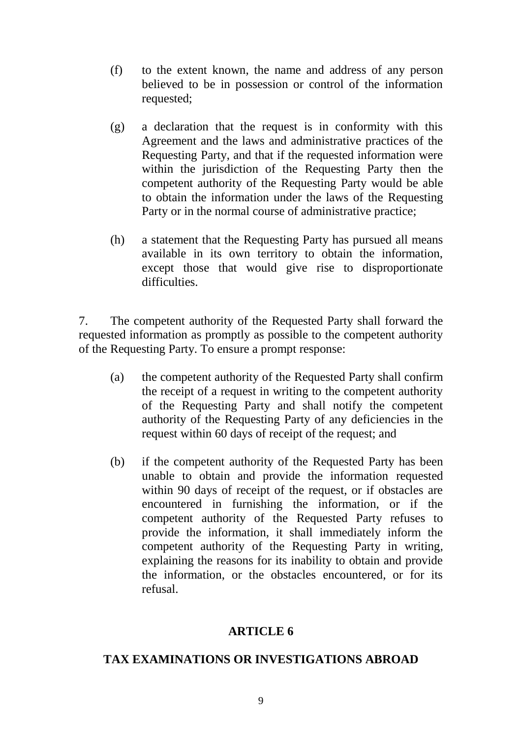(f) to the extent known, the name and address of any person believed to be in possession or control of the information requested;

(g) a declaration that the request is in conformity with this Agreement and the laws and administrative practices of the Requesting Party, and that if the requested information were within the jurisdiction of the Requesting Party then the competent authority of the Requesting Party would be able to obtain the information under the laws of the Requesting Party or in the normal course of administrative practice;

(h) a statement that the Requesting Party has pursued all means available in its own territory to obtain the information, except those that would give rise to disproportionate difficulties.

7. The competent authority of the Requested Party shall forward the requested information as promptly as possible to the competent authority of the Requesting Party. To ensure a prompt response:

(a) the competent authority of the Requested Party shall confirm the receipt of a request in writing to the competent authority of the Requesting Party and shall notify the competent authority of the Requesting Party of any deficiencies in the request within 60 days of receipt of the request; and

(b) if the competent authority of the Requested Party has been unable to obtain and provide the information requested within 90 days of receipt of the request, or if obstacles are encountered in furnishing the information, or if the competent authority of the Requested Party refuses to provide the information, it shall immediately inform the competent authority of the Requesting Party in writing, explaining the reasons for its inability to obtain and provide the information, or the obstacles encountered, or for its refusal.

## ARTICLE 6

## TAX EXAMINATIONS OR INVESTIGATIONS ABROAD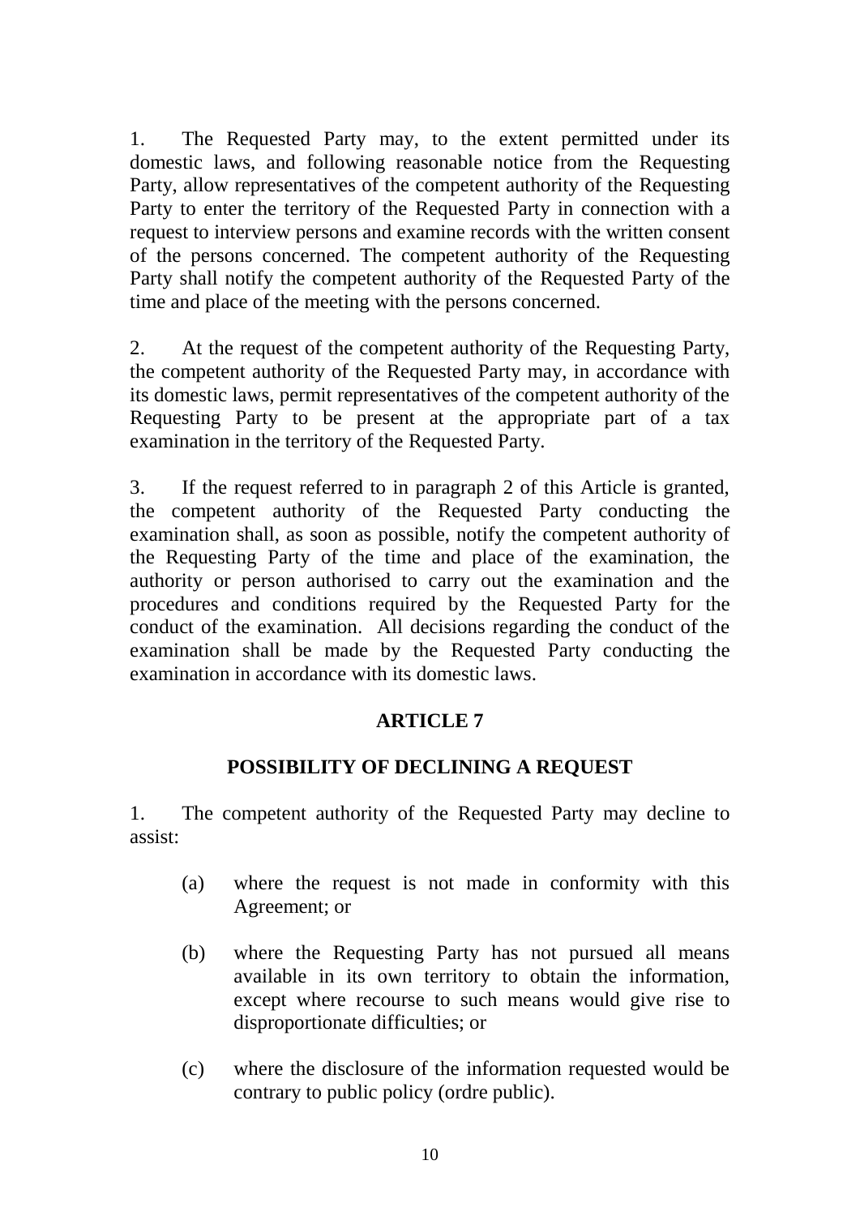1. The Requested Party may, to the extent permitted under its domestic laws, and following reasonable notice from the Requesting Party, allow representatives of the competent authority of the Requesting Party to enter the territory of the Requested Party in connection with a request to interview persons and examine records with the written consent of the persons concerned. The competent authority of the Requesting Party shall notify the competent authority of the Requested Party of the time and place of the meeting with the persons concerned.

2. At the request of the competent authority of the Requesting Party, the competent authority of the Requested Party may, in accordance with its domestic laws, permit representatives of the competent authority of the Requesting Party to be present at the appropriate part of a tax examination in the territory of the Requested Party.

3. If the request referred to in paragraph 2 of this Article is granted, the competent authority of the Requested Party conducting the examination shall, as soon as possible, notify the competent authority of the Requesting Party of the time and place of the examination, the authority or person authorised to carry out the examination and the procedures and conditions required by the Requested Party for the conduct of the examination. All decisions regarding the conduct of the examination shall be made by the Requested Party conducting the examination in accordance with its domestic laws.

## ARTICLE 7

## POSSIBILITY OF DECLINING A REQUEST

1. The competent authority of the Requested Party may decline to assist:

   (a) where the request is not made in conformity with this Agreement; or

   (b) where the Requesting Party has not pursued all means available in its own territory to obtain the information, except where recourse to such means would give rise to disproportionate difficulties; or

   (c) where the disclosure of the information requested would be contrary to public policy (ordre public).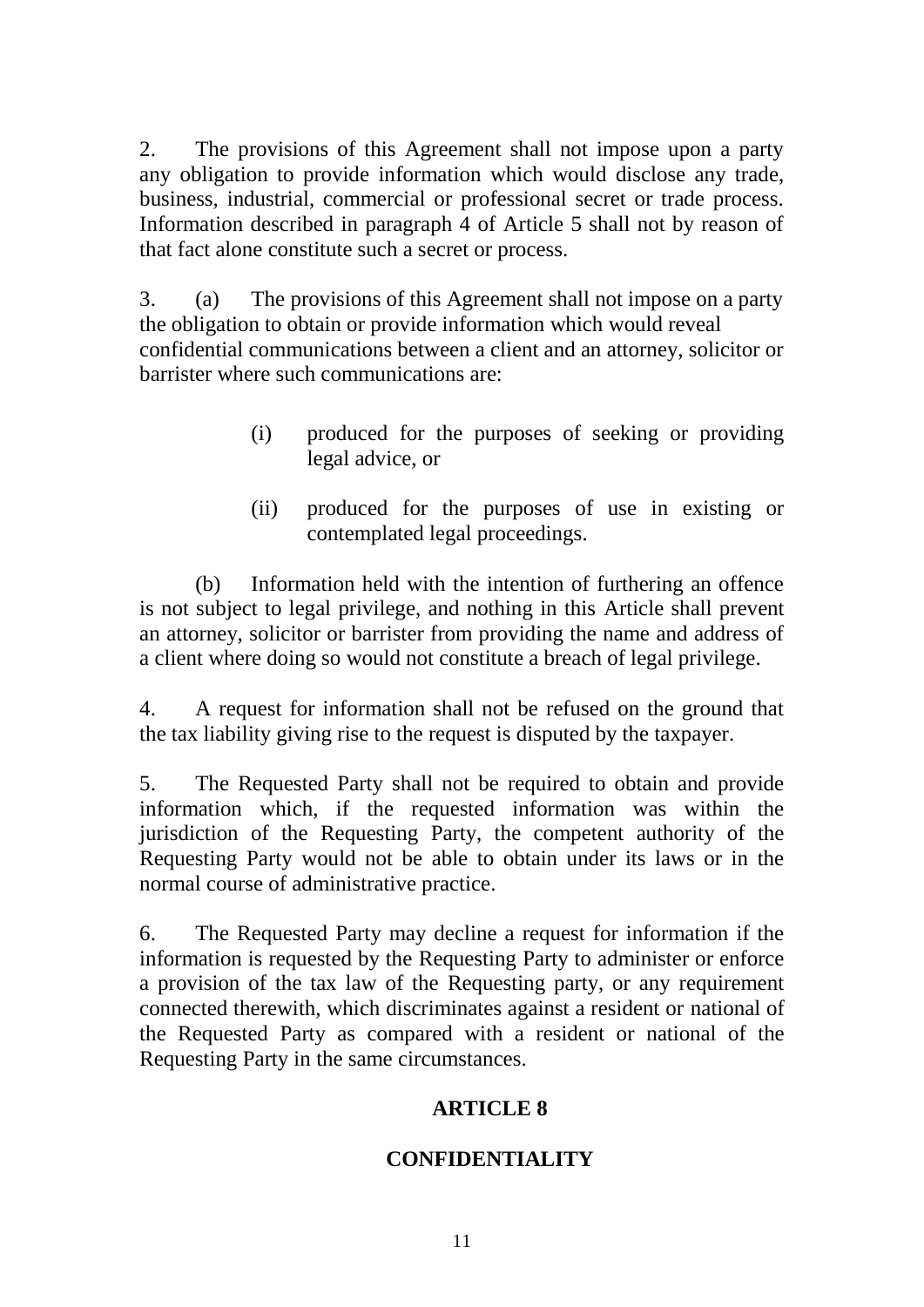2. The provisions of this Agreement shall not impose upon a party any obligation to provide information which would disclose any trade, business, industrial, commercial or professional secret or trade process. Information described in paragraph 4 of Article 5 shall not by reason of that fact alone constitute such a secret or process.

3. (a) The provisions of this Agreement shall not impose on a party the obligation to obtain or provide information which would reveal confidential communications between a client and an attorney, solicitor or barrister where such communications are:

   (i) produced for the purposes of seeking or providing legal advice, or

   (ii) produced for the purposes of use in existing or contemplated legal proceedings.

(b) Information held with the intention of furthering an offence is not subject to legal privilege, and nothing in this Article shall prevent an attorney, solicitor or barrister from providing the name and address of a client where doing so would not constitute a breach of legal privilege.

4. A request for information shall not be refused on the ground that the tax liability giving rise to the request is disputed by the taxpayer.

5. The Requested Party shall not be required to obtain and provide information which, if the requested information was within the jurisdiction of the Requesting Party, the competent authority of the Requesting Party would not be able to obtain under its laws or in the normal course of administrative practice.

6. The Requested Party may decline a request for information if the information is requested by the Requesting Party to administer or enforce a provision of the tax law of the Requesting party, or any requirement connected therewith, which discriminates against a resident or national of the Requested Party as compared with a resident or national of the Requesting Party in the same circumstances.

## ARTICLE 8

## CONFIDENTIALITY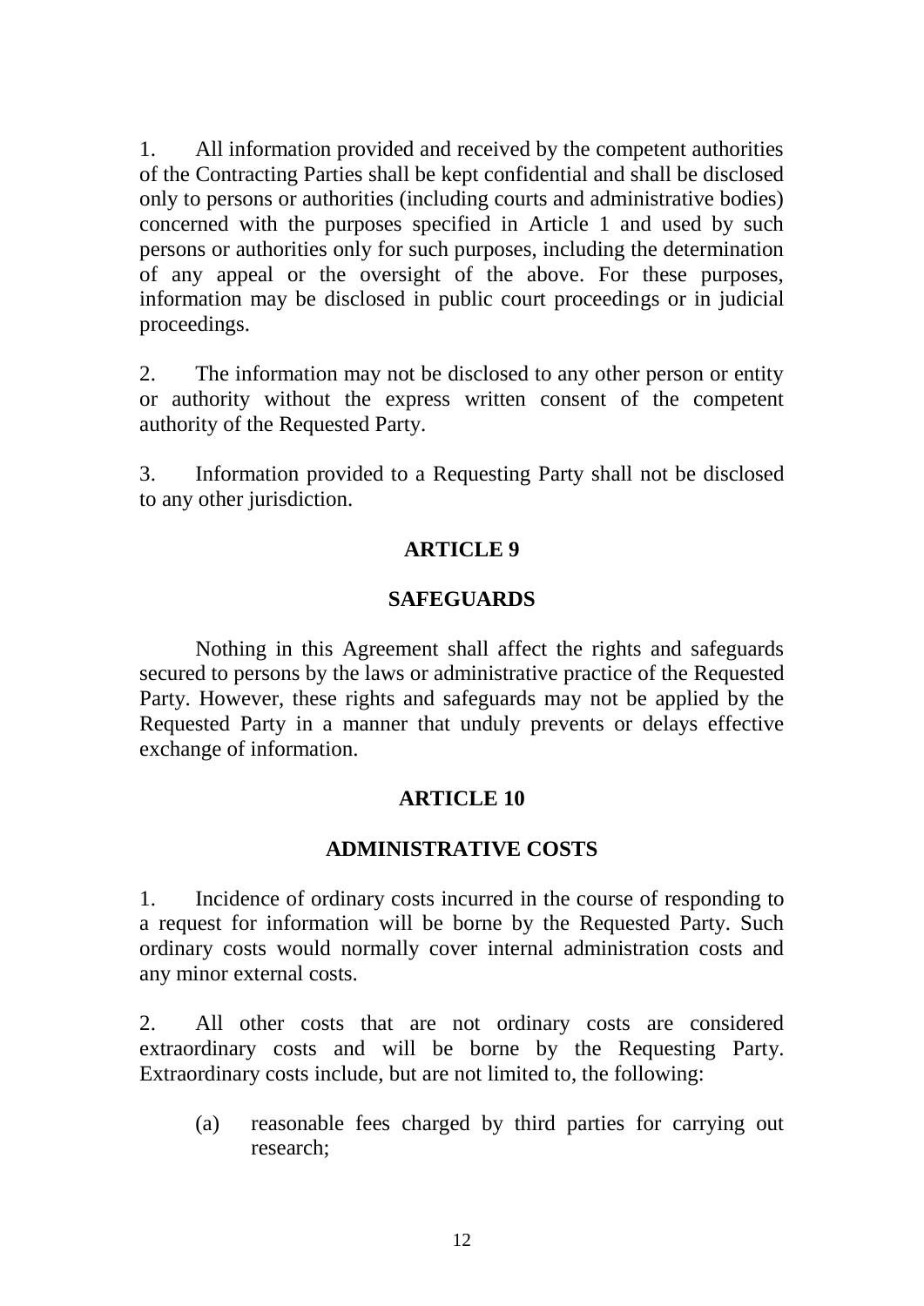1. All information provided and received by the competent authorities of the Contracting Parties shall be kept confidential and shall be disclosed only to persons or authorities (including courts and administrative bodies) concerned with the purposes specified in Article 1 and used by such persons or authorities only for such purposes, including the determination of any appeal or the oversight of the above. For these purposes, information may be disclosed in public court proceedings or in judicial proceedings.

2. The information may not be disclosed to any other person or entity or authority without the express written consent of the competent authority of the Requested Party.

3. Information provided to a Requesting Party shall not be disclosed to any other jurisdiction.

## ARTICLE 9

## SAFEGUARDS

Nothing in this Agreement shall affect the rights and safeguards secured to persons by the laws or administrative practice of the Requested Party. However, these rights and safeguards may not be applied by the Requested Party in a manner that unduly prevents or delays effective exchange of information.

## ARTICLE 10

## ADMINISTRATIVE COSTS

1. Incidence of ordinary costs incurred in the course of responding to a request for information will be borne by the Requested Party. Such ordinary costs would normally cover internal administration costs and any minor external costs.

2. All other costs that are not ordinary costs are considered extraordinary costs and will be borne by the Requesting Party. Extraordinary costs include, but are not limited to, the following:

   (a) reasonable fees charged by third parties for carrying out research;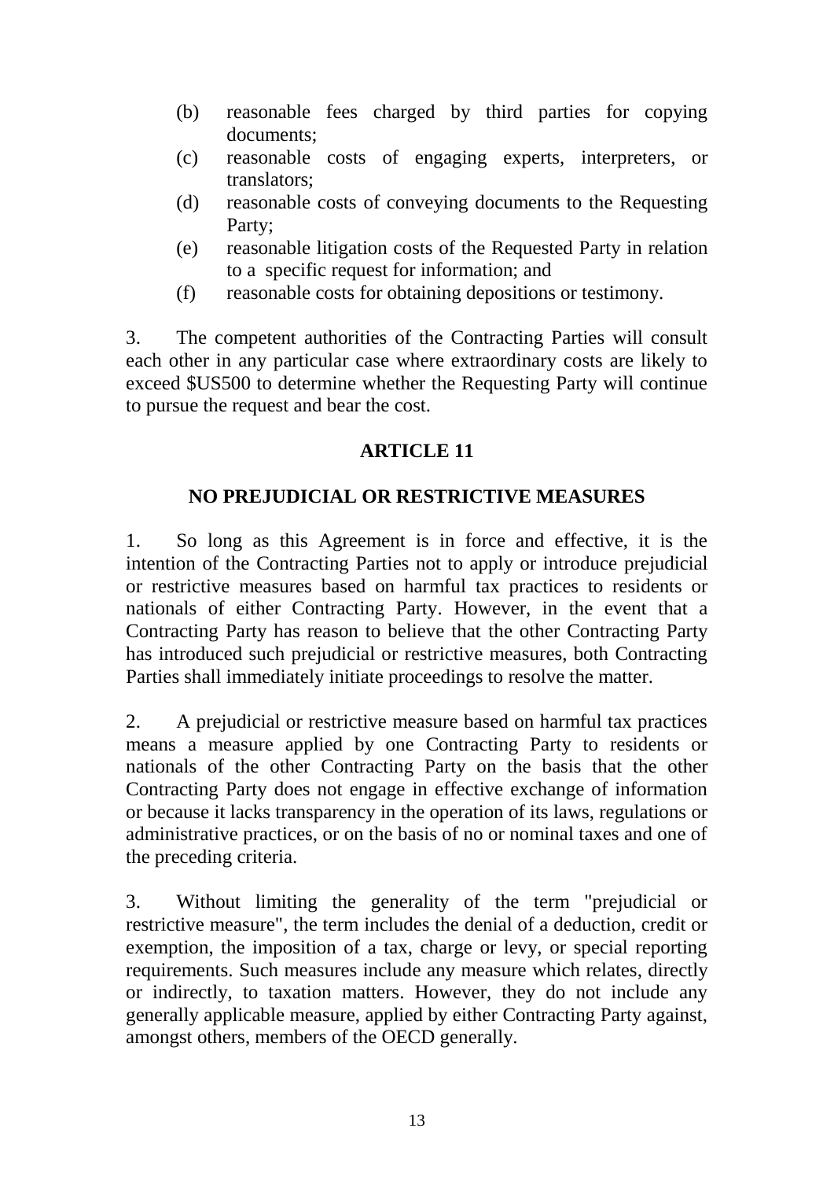(b) reasonable fees charged by third parties for copying documents;

(c) reasonable costs of engaging experts, interpreters, or translators;

(d) reasonable costs of conveying documents to the Requesting Party;

(e) reasonable litigation costs of the Requested Party in relation to a specific request for information; and

(f) reasonable costs for obtaining depositions or testimony.

3. The competent authorities of the Contracting Parties will consult each other in any particular case where extraordinary costs are likely to exceed $US500 to determine whether the Requesting Party will continue to pursue the request and bear the cost.

## ARTICLE 11

## NO PREJUDICIAL OR RESTRICTIVE MEASURES

1. So long as this Agreement is in force and effective, it is the intention of the Contracting Parties not to apply or introduce prejudicial or restrictive measures based on harmful tax practices to residents or nationals of either Contracting Party. However, in the event that a Contracting Party has reason to believe that the other Contracting Party has introduced such prejudicial or restrictive measures, both Contracting Parties shall immediately initiate proceedings to resolve the matter.

2. A prejudicial or restrictive measure based on harmful tax practices means a measure applied by one Contracting Party to residents or nationals of the other Contracting Party on the basis that the other Contracting Party does not engage in effective exchange of information or because it lacks transparency in the operation of its laws, regulations or administrative practices, or on the basis of no or nominal taxes and one of the preceding criteria.

3. Without limiting the generality of the term "prejudicial or restrictive measure", the term includes the denial of a deduction, credit or exemption, the imposition of a tax, charge or levy, or special reporting requirements. Such measures include any measure which relates, directly or indirectly, to taxation matters. However, they do not include any generally applicable measure, applied by either Contracting Party against, amongst others, members of the OECD generally.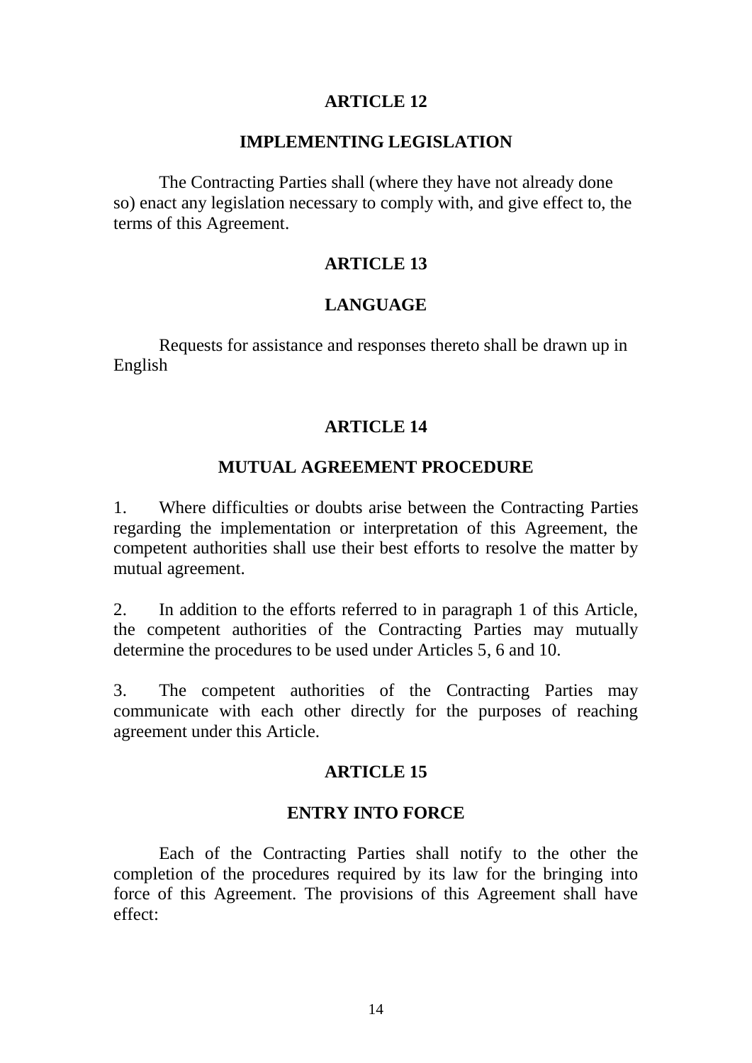## ARTICLE 12

## IMPLEMENTING LEGISLATION

The Contracting Parties shall (where they have not already done so) enact any legislation necessary to comply with, and give effect to, the terms of this Agreement.

## ARTICLE 13

## LANGUAGE

Requests for assistance and responses thereto shall be drawn up in English

## ARTICLE 14

## MUTUAL AGREEMENT PROCEDURE

1. Where difficulties or doubts arise between the Contracting Parties regarding the implementation or interpretation of this Agreement, the competent authorities shall use their best efforts to resolve the matter by mutual agreement.

2. In addition to the efforts referred to in paragraph 1 of this Article, the competent authorities of the Contracting Parties may mutually determine the procedures to be used under Articles 5, 6 and 10.

3. The competent authorities of the Contracting Parties may communicate with each other directly for the purposes of reaching agreement under this Article.

## ARTICLE 15

## ENTRY INTO FORCE

Each of the Contracting Parties shall notify to the other the completion of the procedures required by its law for the bringing into force of this Agreement. The provisions of this Agreement shall have effect: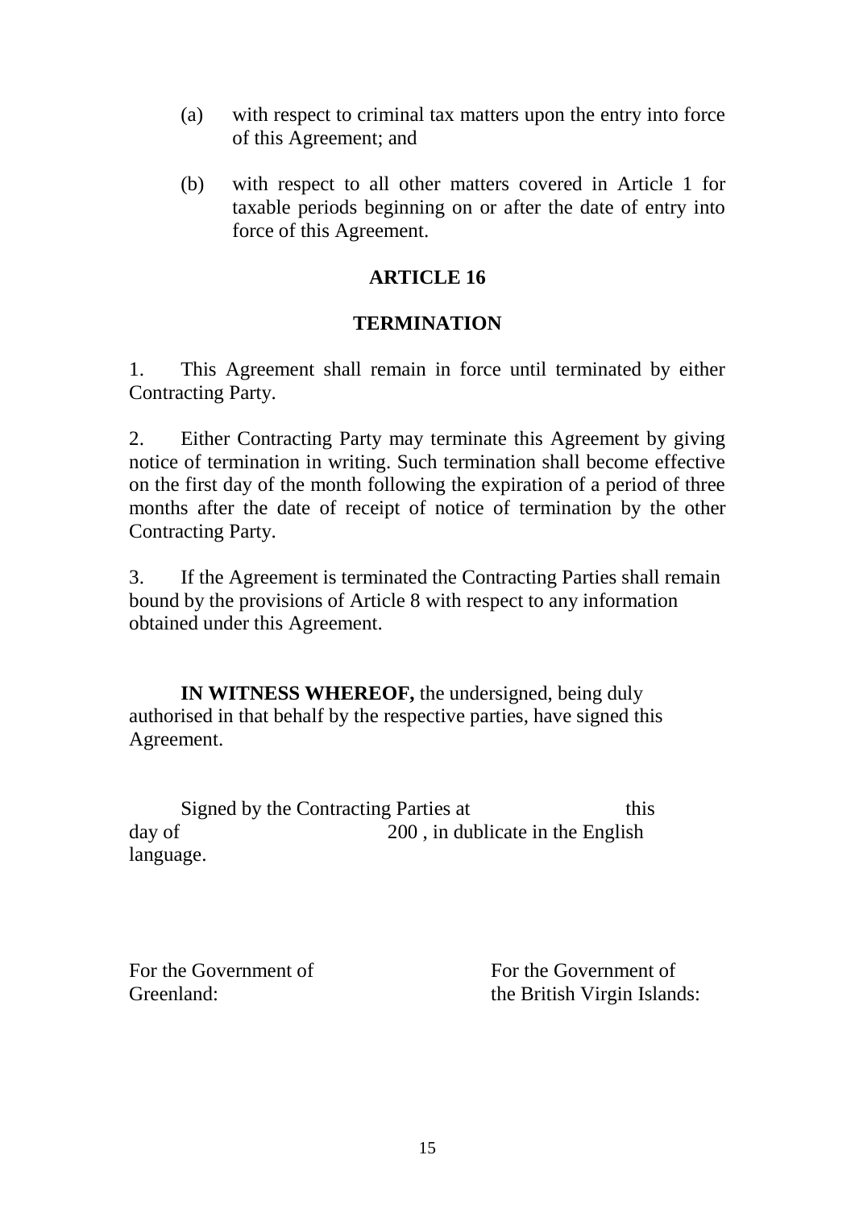(a) with respect to criminal tax matters upon the entry into force of this Agreement; and

(b) with respect to all other matters covered in Article 1 for taxable periods beginning on or after the date of entry into force of this Agreement.

## ARTICLE 16

## TERMINATION

1. This Agreement shall remain in force until terminated by either Contracting Party.

2. Either Contracting Party may terminate this Agreement by giving notice of termination in writing. Such termination shall become effective on the first day of the month following the expiration of a period of three months after the date of receipt of notice of termination by the other Contracting Party.

3. If the Agreement is terminated the Contracting Parties shall remain bound by the provisions of Article 8 with respect to any information obtained under this Agreement.

**IN WITNESS WHEREOF,** the undersigned, being duly authorised in that behalf by the respective parties, have signed this Agreement.

Signed by the Contracting Parties at                    this day of                    200 , in dublicate in the English language.

For the Government of Greenland:

For the Government of the British Virgin Islands: